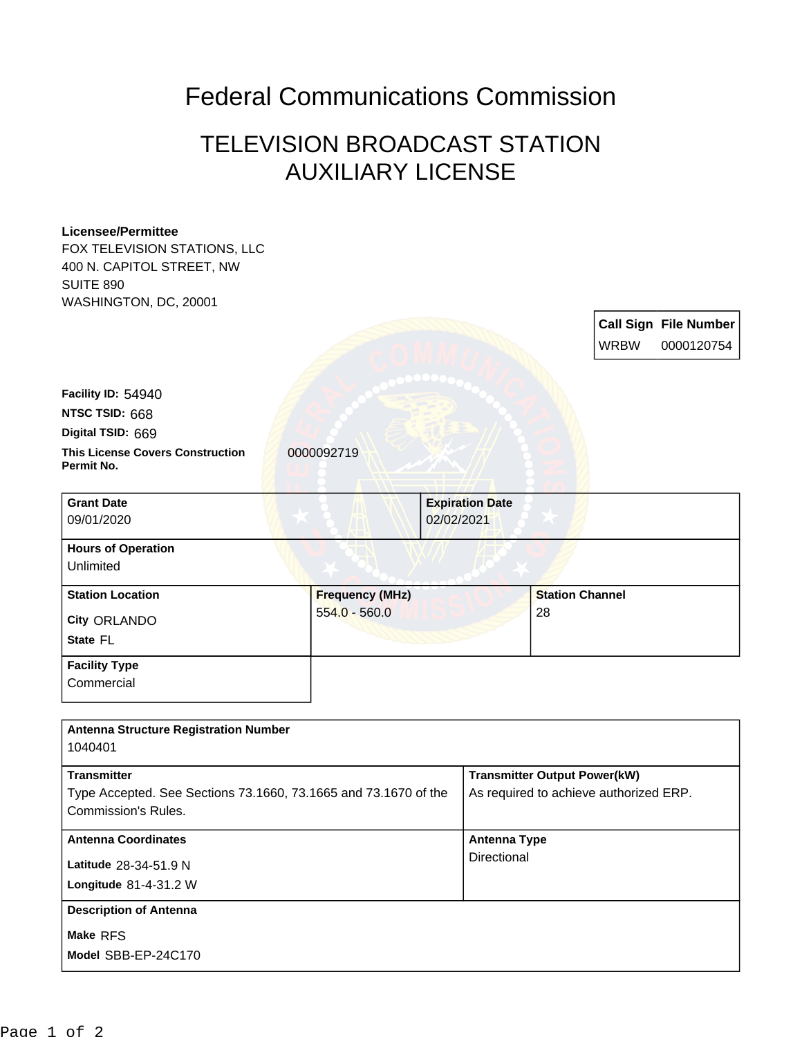# Federal Communications Commission

## TELEVISION BROADCAST STATION AUXILIARY LICENSE

**Licensee/Permittee**
FOX TELEVISION STATIONS, LLC
400 N. CAPITOL STREET, NW
SUITE 890
WASHINGTON, DC, 20001

| Call Sign | File Number |
| --- | --- |
| WRBW | 0000120754 |

**Facility ID:** 54940
**NTSC TSID:** 668
**Digital TSID:** 669
**This License Covers Construction Permit No.** 0000092719

| Grant Date | Expiration Date |
| --- | --- |
| 09/01/2020 | 02/02/2021 |

**Hours of Operation**
Unlimited

| Station Location | Frequency (MHz) | Station Channel |
| --- | --- | --- |
| City ORLANDO<br>State FL | 554.0 - 560.0 | 28 |

**Facility Type**
Commercial

**Antenna Structure Registration Number**
1040401

| Transmitter | Transmitter Output Power(kW) |
| --- | --- |
| Type Accepted. See Sections 73.1660, 73.1665 and 73.1670 of the Commission's Rules. | As required to achieve authorized ERP. |

| Antenna Coordinates | Antenna Type |
| --- | --- |
| Latitude 28-34-51.9 N<br>Longitude 81-4-31.2 W | Directional |

**Description of Antenna**
Make RFS
Model SBB-EP-24C170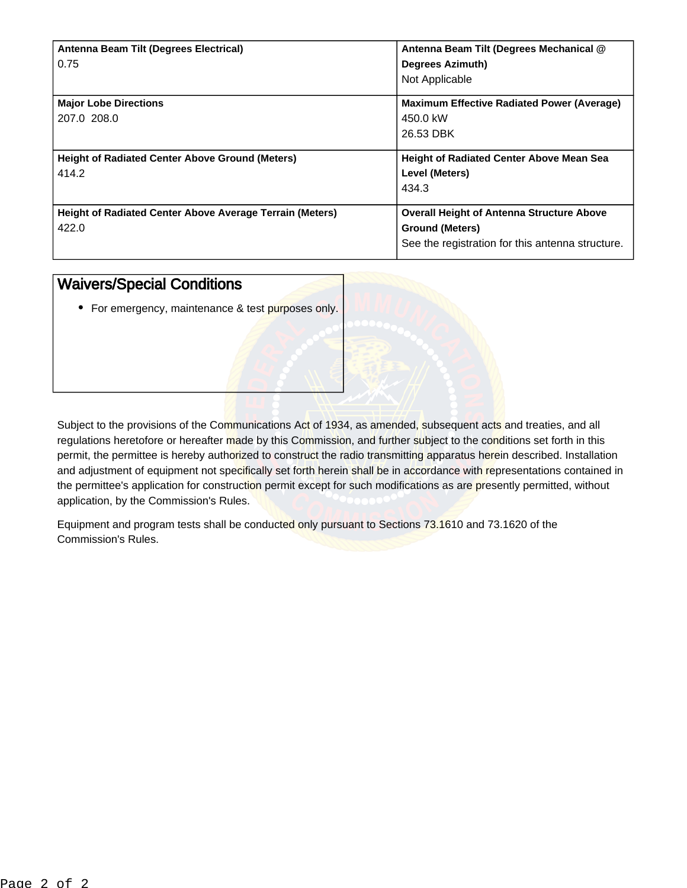| | |
|---|---|
| **Antenna Beam Tilt (Degrees Electrical)**<br>0.75 | **Antenna Beam Tilt (Degrees Mechanical @ Degrees Azimuth)**<br>Not Applicable |
| **Major Lobe Directions**<br>207.0  208.0 | **Maximum Effective Radiated Power (Average)**<br>450.0 kW<br>26.53 DBK |
| **Height of Radiated Center Above Ground (Meters)**<br>414.2 | **Height of Radiated Center Above Mean Sea Level (Meters)**<br>434.3 |
| **Height of Radiated Center Above Average Terrain (Meters)**<br>422.0 | **Overall Height of Antenna Structure Above Ground (Meters)**<br>See the registration for this antenna structure. |

## Waivers/Special Conditions

- For emergency, maintenance & test purposes only.

Subject to the provisions of the Communications Act of 1934, as amended, subsequent acts and treaties, and all regulations heretofore or hereafter made by this Commission, and further subject to the conditions set forth in this permit, the permittee is hereby authorized to construct the radio transmitting apparatus herein described. Installation and adjustment of equipment not specifically set forth herein shall be in accordance with representations contained in the permittee's application for construction permit except for such modifications as are presently permitted, without application, by the Commission's Rules.

Equipment and program tests shall be conducted only pursuant to Sections 73.1610 and 73.1620 of the Commission's Rules.